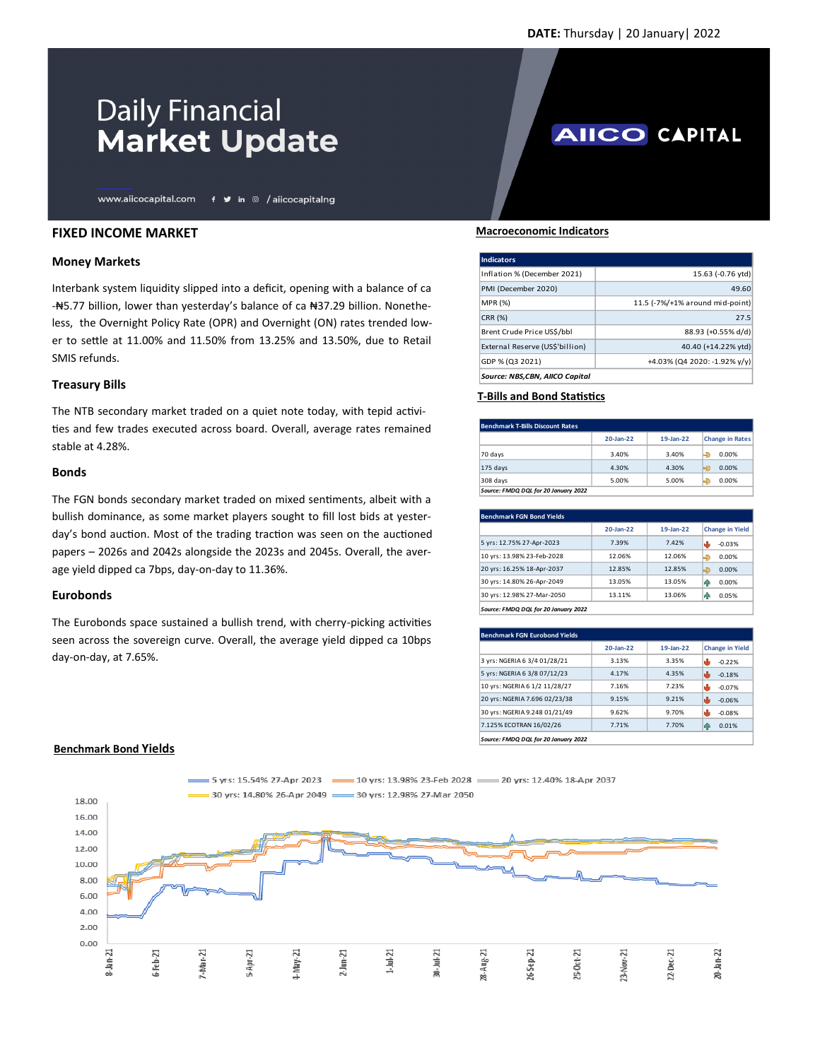**DATE:** Thursday | 20 January| 2022

# Daily Financial Market Update

www.aiicocapital.com / aiicocapitalng

AIICO CAPITAL

## FIXED INCOME MARKET

### Money Markets

Interbank system liquidity slipped into a deficit, opening with a balance of ca -₦5.77 billion, lower than yesterday's balance of ca ₦37.29 billion. Nonetheless, the Overnight Policy Rate (OPR) and Overnight (ON) rates trended lower to settle at 11.00% and 11.50% from 13.25% and 13.50%, due to Retail SMIS refunds.

### Treasury Bills

The NTB secondary market traded on a quiet note today, with tepid activities and few trades executed across board. Overall, average rates remained stable at 4.28%.

### Bonds

The FGN bonds secondary market traded on mixed sentiments, albeit with a bullish dominance, as some market players sought to fill lost bids at yesterday's bond auction. Most of the trading traction was seen on the auctioned papers – 2026s and 2042s alongside the 2023s and 2045s. Overall, the average yield dipped ca 7bps, day-on-day to 11.36%.

### Eurobonds

The Eurobonds space sustained a bullish trend, with cherry-picking activities seen across the sovereign curve. Overall, the average yield dipped ca 10bps day-on-day, at 7.65%.

## Macroeconomic Indicators

| Indicators | |
|---|---|
| Inflation % (December 2021) | 15.63 (-0.76 ytd) |
| PMI (December 2020) | 49.60 |
| MPR (%) | 11.5 (-7%/+1% around mid-point) |
| CRR (%) | 27.5 |
| Brent Crude Price US$/bbl | 88.93 (+0.55% d/d) |
| External Reserve (US$'billion) | 40.40 (+14.22% ytd) |
| GDP % (Q3 2021) | +4.03% (Q4 2020: -1.92% y/y) |

*Source: NBS,CBN, AIICO Capital*

## T-Bills and Bond Statistics

| Benchmark T-Bills Discount Rates | 20-Jan-22 | 19-Jan-22 | Change in Rates |
|---|---|---|---|
| 70 days | 3.40% | 3.40% | 0.00% |
| 175 days | 4.30% | 4.30% | 0.00% |
| 308 days | 5.00% | 5.00% | 0.00% |

*Source: FMDQ DQL for 20 January 2022*

| Benchmark FGN Bond Yields | 20-Jan-22 | 19-Jan-22 | Change in Yield |
|---|---|---|---|
| 5 yrs: 12.75% 27-Apr-2023 | 7.39% | 7.42% | -0.03% |
| 10 yrs: 13.98% 23-Feb-2028 | 12.06% | 12.06% | 0.00% |
| 20 yrs: 16.25% 18-Apr-2037 | 12.85% | 12.85% | 0.00% |
| 30 yrs: 14.80% 26-Apr-2049 | 13.05% | 13.05% | 0.00% |
| 30 yrs: 12.98% 27-Mar-2050 | 13.11% | 13.06% | 0.05% |

*Source: FMDQ DQL for 20 January 2022*

| Benchmark FGN Eurobond Yields | 20-Jan-22 | 19-Jan-22 | Change in Yield |
|---|---|---|---|
| 3 yrs: NGERIA 6 3/4 01/28/21 | 3.13% | 3.35% | -0.22% |
| 5 yrs: NGERIA 6 3/8 07/12/23 | 4.17% | 4.35% | -0.18% |
| 10 yrs: NGERIA 6 1/2 11/28/27 | 7.16% | 7.23% | -0.07% |
| 20 yrs: NGERIA 7.696 02/23/38 | 9.15% | 9.21% | -0.06% |
| 30 yrs: NGERIA 9.248 01/21/49 | 9.62% | 9.70% | -0.08% |
| 7.125% ECOTRAN 16/02/26 | 7.71% | 7.70% | 0.01% |

*Source: FMDQ DQL for 20 January 2022*

## Benchmark Bond Yields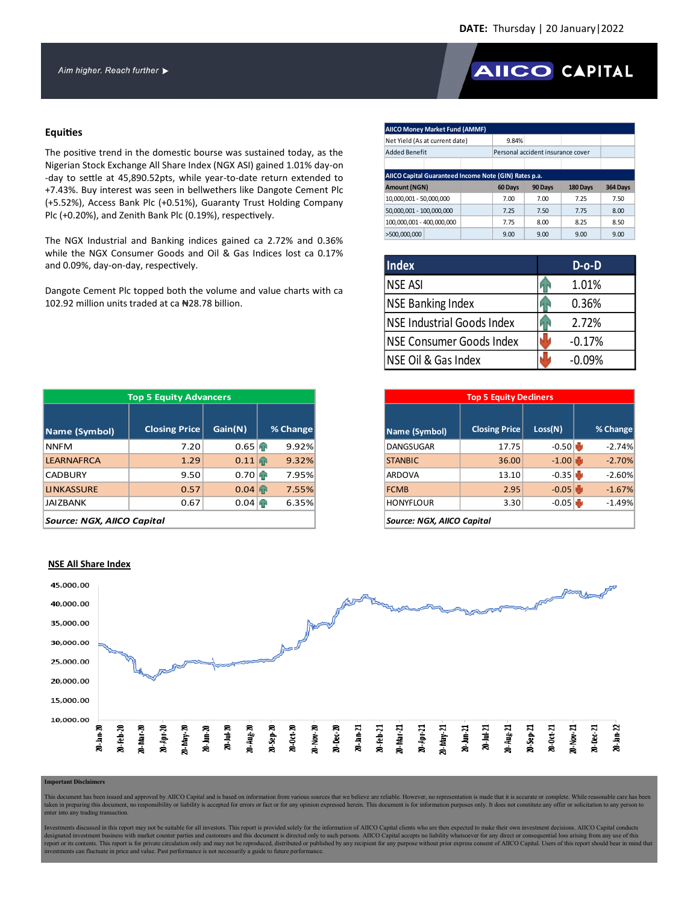DATE: Thursday | 20 January|2022

Aim higher. Reach further ▶

AIICO CAPITAL

## Equities

The positive trend in the domestic bourse was sustained today, as the Nigerian Stock Exchange All Share Index (NGX ASI) gained 1.01% day-on-day to settle at 45,890.52pts, while year-to-date return extended to +7.43%. Buy interest was seen in bellwethers like Dangote Cement Plc (+5.52%), Access Bank Plc (+0.51%), Guaranty Trust Holding Company Plc (+0.20%), and Zenith Bank Plc (0.19%), respectively.

The NGX Industrial and Banking indices gained ca 2.72% and 0.36% while the NGX Consumer Goods and Oil & Gas Indices lost ca 0.17% and 0.09%, day-on-day, respectively.

Dangote Cement Plc topped both the volume and value charts with ca 102.92 million units traded at ca ₦28.78 billion.

| AIICO Money Market Fund (AMMF) | | |
|---|---|---|
| Net Yield (As at current date) | 9.84% | |
| Added Benefit | Personal accident insurance cover | |

| AIICO Capital Guaranteed Income Note (GIN) Rates p.a. | | | | |
|---|---|---|---|---|
| Amount (NGN) | 60 Days | 90 Days | 180 Days | 364 Days |
| 10,000,001 - 50,000,000 | 7.00 | 7.00 | 7.25 | 7.50 |
| 50,000,001 - 100,000,000 | 7.25 | 7.50 | 7.75 | 8.00 |
| 100,000,001 - 400,000,000 | 7.75 | 8.00 | 8.25 | 8.50 |
| >500,000,000 | 9.00 | 9.00 | 9.00 | 9.00 |

| Index | D-o-D |
|---|---|
| NSE ASI | 1.01% |
| NSE Banking Index | 0.36% |
| NSE Industrial Goods Index | 2.72% |
| NSE Consumer Goods Index | -0.17% |
| NSE Oil & Gas Index | -0.09% |

**Top 5 Equity Advancers**

| Name (Symbol) | Closing Price | Gain(N) | % Change |
|---|---|---|---|
| NNFM | 7.20 | 0.65 | 9.92% |
| LEARNAFRCA | 1.29 | 0.11 | 9.32% |
| CADBURY | 9.50 | 0.70 | 7.95% |
| LINKASSURE | 0.57 | 0.04 | 7.55% |
| JAIZBANK | 0.67 | 0.04 | 6.35% |

*Source: NGX, AIICO Capital*

**Top 5 Equity Decliners**

| Name (Symbol) | Closing Price | Loss(N) | % Change |
|---|---|---|---|
| DANGSUGAR | 17.75 | -0.50 | -2.74% |
| STANBIC | 36.00 | -1.00 | -2.70% |
| ARDOVA | 13.10 | -0.35 | -2.60% |
| FCMB | 2.95 | -0.05 | -1.67% |
| HONYFLOUR | 3.30 | -0.05 | -1.49% |

*Source: NGX, AIICO Capital*

**NSE All Share Index**

45,000.00
40,000.00
35,000.00
30,000.00
25,000.00
20,000.00
15,000.00
10,000.00

20-Jan-20 20-Feb-20 20-Mar-20 20-Apr-20 20-May-20 20-Jun-20 20-Jul-20 20-Aug-20 20-Sep-20 20-Oct-20 20-Nov-20 20-Dec-20 20-Jan-21 20-Feb-21 20-Mar-21 20-Apr-21 20-May-21 20-Jun-21 20-Jul-21 20-Aug-21 20-Sep-21 20-Oct-21 20-Nov-21 20-Dec-21 20-Jan-22

**Important Disclaimers**

This document has been issued and approved by AIICO Capital and is based on information from various sources that we believe are reliable. However, no representation is made that it is accurate or complete. While reasonable care has been taken in preparing this document, no responsibility or liability is accepted for errors or fact or for any opinion expressed herein. This document is for information purposes only. It does not constitute any offer or solicitation to any person to enter into any trading transaction.

Investments discussed in this report may not be suitable for all investors. This report is provided solely for the information of AIICO Capital clients who are then expected to make their own investment decisions. AIICO Capital conducts designated investment business with market counter parties and customers and this document is directed only to such persons. AIICO Capital accepts no liability whatsoever for any direct or consequential loss arising from any use of this report or its contents. This report is for private circulation only and may not be reproduced, distributed or published by any recipient for any purpose without prior express consent of AIICO Capital. Users of this report should bear in mind that investments can fluctuate in price and value. Past performance is not necessarily a guide to future performance.